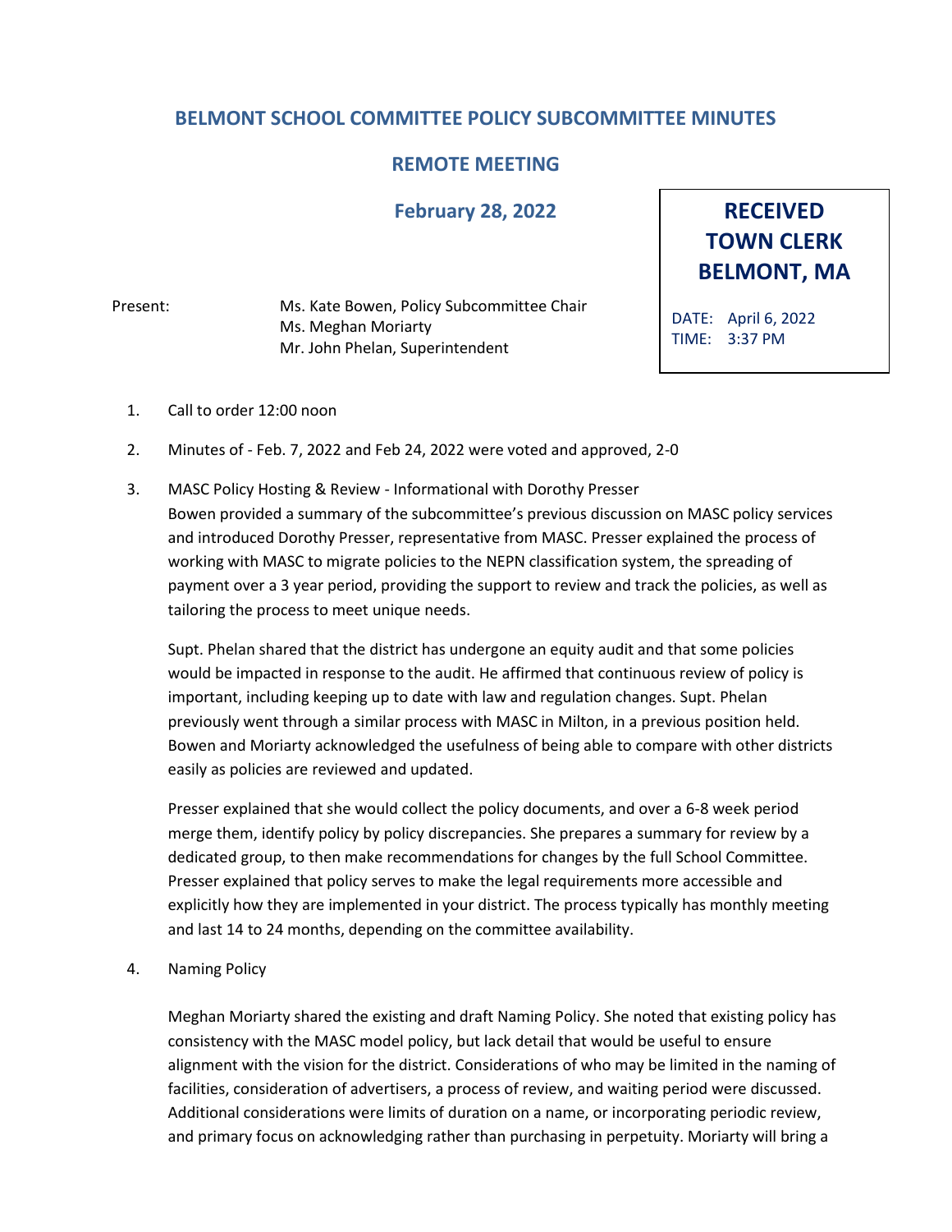# BELMONT SCHOOL COMMITTEE POLICY SUBCOMMITTEE MINUTES

## REMOTE MEETING

### February 28, 2022

**RECEIVED TOWN CLERK BELMONT, MA**

DATE: April 6, 2022
TIME: 3:37 PM

Present: Ms. Kate Bowen, Policy Subcommittee Chair
Ms. Meghan Moriarty
Mr. John Phelan, Superintendent

1. Call to order 12:00 noon

2. Minutes of - Feb. 7, 2022 and Feb 24, 2022 were voted and approved, 2-0

3. MASC Policy Hosting & Review - Informational with Dorothy Presser
   Bowen provided a summary of the subcommittee's previous discussion on MASC policy services and introduced Dorothy Presser, representative from MASC. Presser explained the process of working with MASC to migrate policies to the NEPN classification system, the spreading of payment over a 3 year period, providing the support to review and track the policies, as well as tailoring the process to meet unique needs.

   Supt. Phelan shared that the district has undergone an equity audit and that some policies would be impacted in response to the audit. He affirmed that continuous review of policy is important, including keeping up to date with law and regulation changes. Supt. Phelan previously went through a similar process with MASC in Milton, in a previous position held. Bowen and Moriarty acknowledged the usefulness of being able to compare with other districts easily as policies are reviewed and updated.

   Presser explained that she would collect the policy documents, and over a 6-8 week period merge them, identify policy by policy discrepancies. She prepares a summary for review by a dedicated group, to then make recommendations for changes by the full School Committee. Presser explained that policy serves to make the legal requirements more accessible and explicitly how they are implemented in your district. The process typically has monthly meeting and last 14 to 24 months, depending on the committee availability.

4. Naming Policy

   Meghan Moriarty shared the existing and draft Naming Policy. She noted that existing policy has consistency with the MASC model policy, but lack detail that would be useful to ensure alignment with the vision for the district. Considerations of who may be limited in the naming of facilities, consideration of advertisers, a process of review, and waiting period were discussed. Additional considerations were limits of duration on a name, or incorporating periodic review, and primary focus on acknowledging rather than purchasing in perpetuity. Moriarty will bring a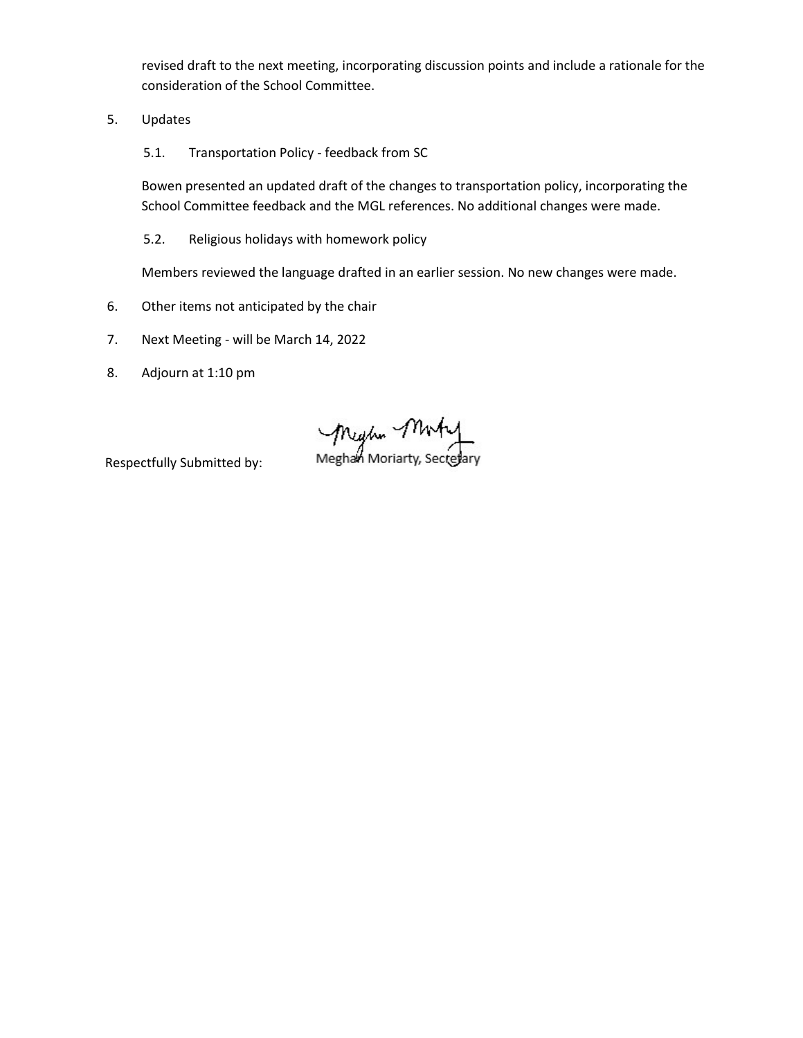revised draft to the next meeting, incorporating discussion points and include a rationale for the consideration of the School Committee.

5. Updates

   5.1. Transportation Policy - feedback from SC

   Bowen presented an updated draft of the changes to transportation policy, incorporating the School Committee feedback and the MGL references. No additional changes were made.

   5.2. Religious holidays with homework policy

   Members reviewed the language drafted in an earlier session. No new changes were made.

6. Other items not anticipated by the chair

7. Next Meeting - will be March 14, 2022

8. Adjourn at 1:10 pm

Respectfully Submitted by: Meghan Moriarty, Secretary